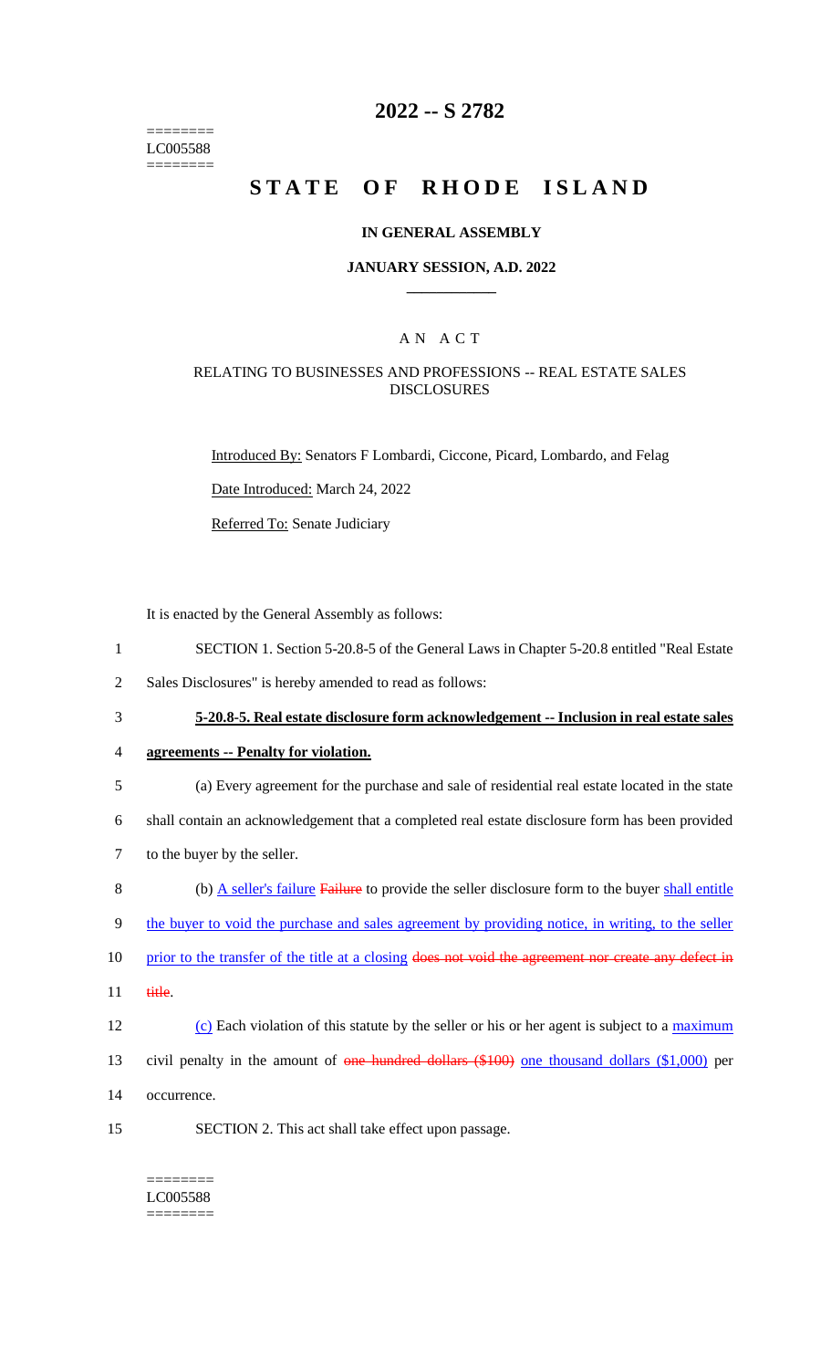========
LC005588
========

# 2022 -- S 2782

# STATE OF RHODE ISLAND

## IN GENERAL ASSEMBLY

## JANUARY SESSION, A.D. 2022

## A N A C T

### RELATING TO BUSINESSES AND PROFESSIONS -- REAL ESTATE SALES DISCLOSURES

Introduced By: Senators F Lombardi, Ciccone, Picard, Lombardo, and Felag

Date Introduced: March 24, 2022

Referred To: Senate Judiciary

It is enacted by the General Assembly as follows:

1 SECTION 1. Section 5-20.8-5 of the General Laws in Chapter 5-20.8 entitled "Real Estate
2 Sales Disclosures" is hereby amended to read as follows:

3 **5-20.8-5. Real estate disclosure form acknowledgement -- Inclusion in real estate sales**
4 **agreements -- Penalty for violation.**

5 (a) Every agreement for the purchase and sale of residential real estate located in the state
6 shall contain an acknowledgement that a completed real estate disclosure form has been provided
7 to the buyer by the seller.

8 (b) A seller's failure ~~Failure~~ to provide the seller disclosure form to the buyer shall entitle
9 the buyer to void the purchase and sales agreement by providing notice, in writing, to the seller
10 prior to the transfer of the title at a closing ~~does not void the agreement nor create any defect in~~
11 ~~title~~.

12 (c) Each violation of this statute by the seller or his or her agent is subject to a maximum
13 civil penalty in the amount of ~~one hundred dollars ($100)~~ one thousand dollars ($1,000) per
14 occurrence.

15 SECTION 2. This act shall take effect upon passage.

========
LC005588
========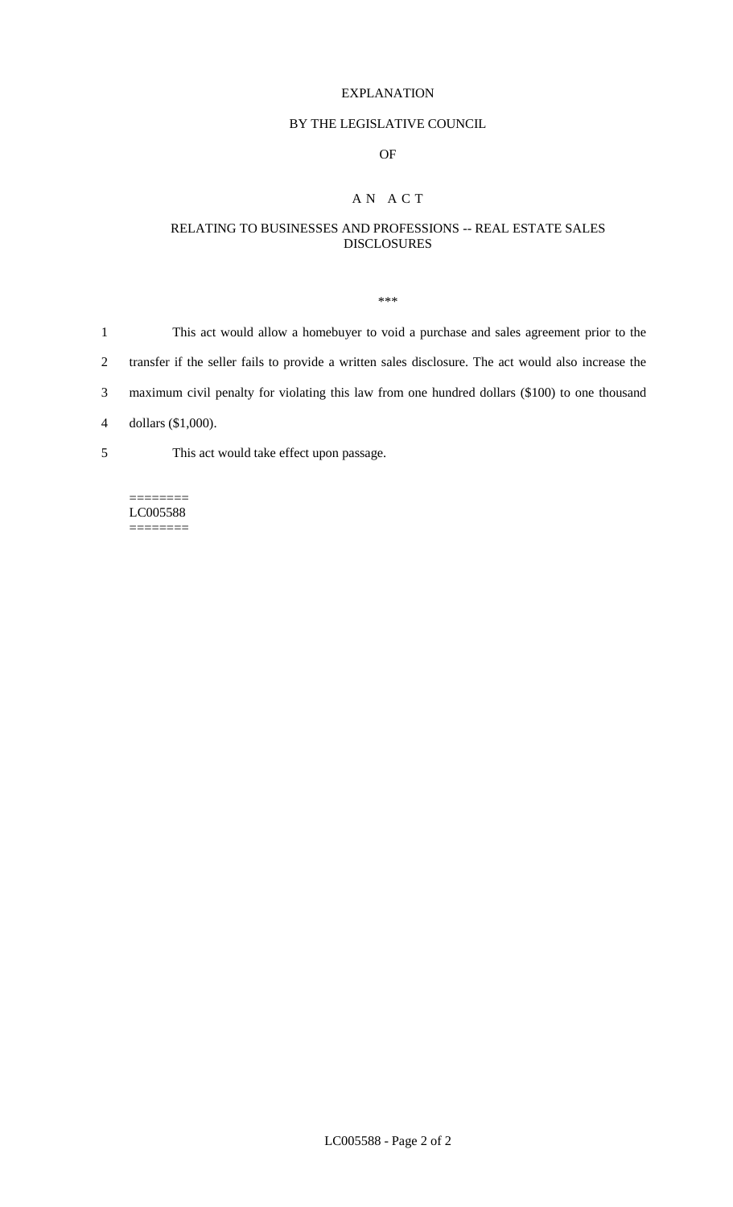EXPLANATION

BY THE LEGISLATIVE COUNCIL

OF

# A N A C T

RELATING TO BUSINESSES AND PROFESSIONS -- REAL ESTATE SALES DISCLOSURES

\*\*\*

This act would allow a homebuyer to void a purchase and sales agreement prior to the transfer if the seller fails to provide a written sales disclosure. The act would also increase the maximum civil penalty for violating this law from one hundred dollars ($100) to one thousand dollars ($1,000).

This act would take effect upon passage.

========
LC005588
========